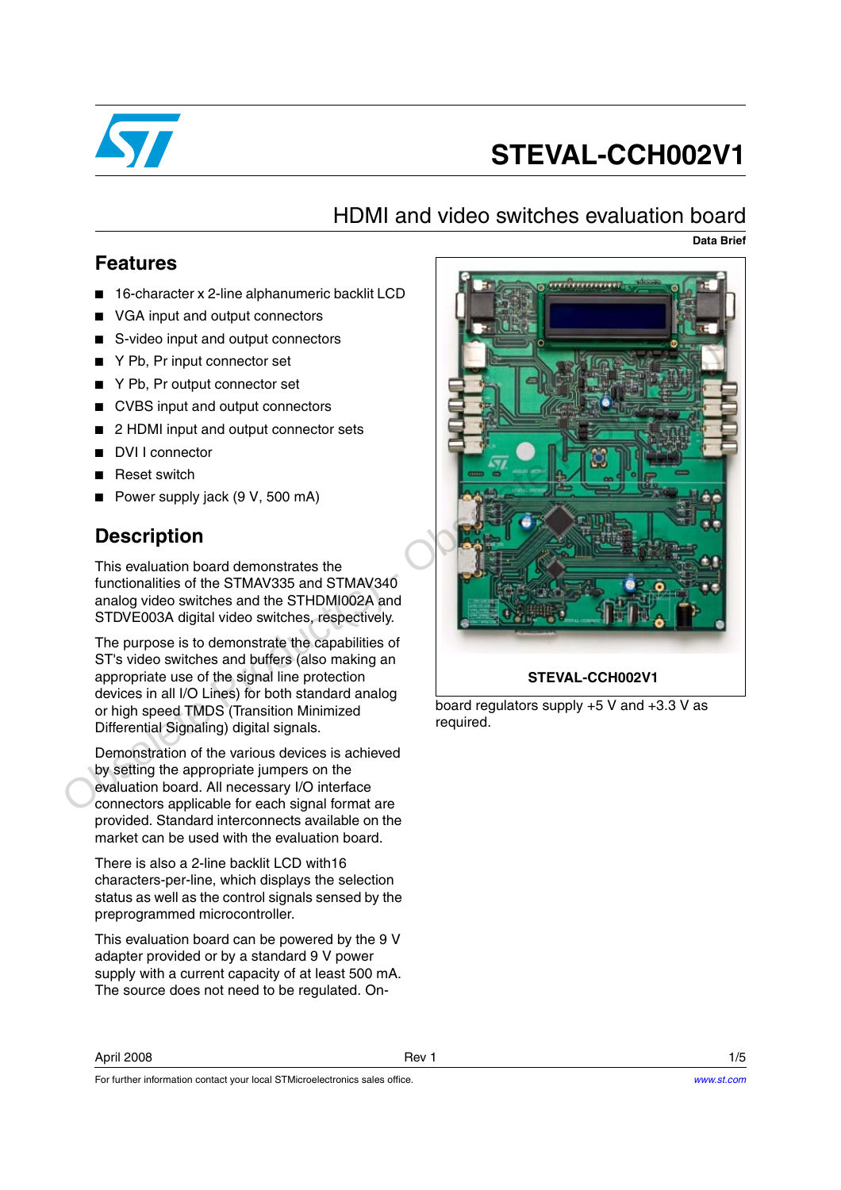# STEVAL-CCH002V1

## HDMI and video switches evaluation board

**Data Brief**

## Features

- 16-character x 2-line alphanumeric backlit LCD
- VGA input and output connectors
- S-video input and output connectors
- Y Pb, Pr input connector set
- Y Pb, Pr output connector set
- CVBS input and output connectors
- 2 HDMI input and output connector sets
- DVI I connector
- Reset switch
- Power supply jack (9 V, 500 mA)

## Description

This evaluation board demonstrates the functionalities of the STMAV335 and STMAV340 analog video switches and the STHDMI002A and STDVE003A digital video switches, respectively.

The purpose is to demonstrate the capabilities of ST's video switches and buffers (also making an appropriate use of the signal line protection devices in all I/O Lines) for both standard analog or high speed TMDS (Transition Minimized Differential Signaling) digital signals.

Demonstration of the various devices is achieved by setting the appropriate jumpers on the evaluation board. All necessary I/O interface connectors applicable for each signal format are provided. Standard interconnects available on the market can be used with the evaluation board.

There is also a 2-line backlit LCD with16 characters-per-line, which displays the selection status as well as the control signals sensed by the preprogrammed microcontroller.

This evaluation board can be powered by the 9 V adapter provided or by a standard 9 V power supply with a current capacity of at least 500 mA. The source does not need to be regulated. On-board regulators supply +5 V and +3.3 V as required.

**STEVAL-CCH002V1**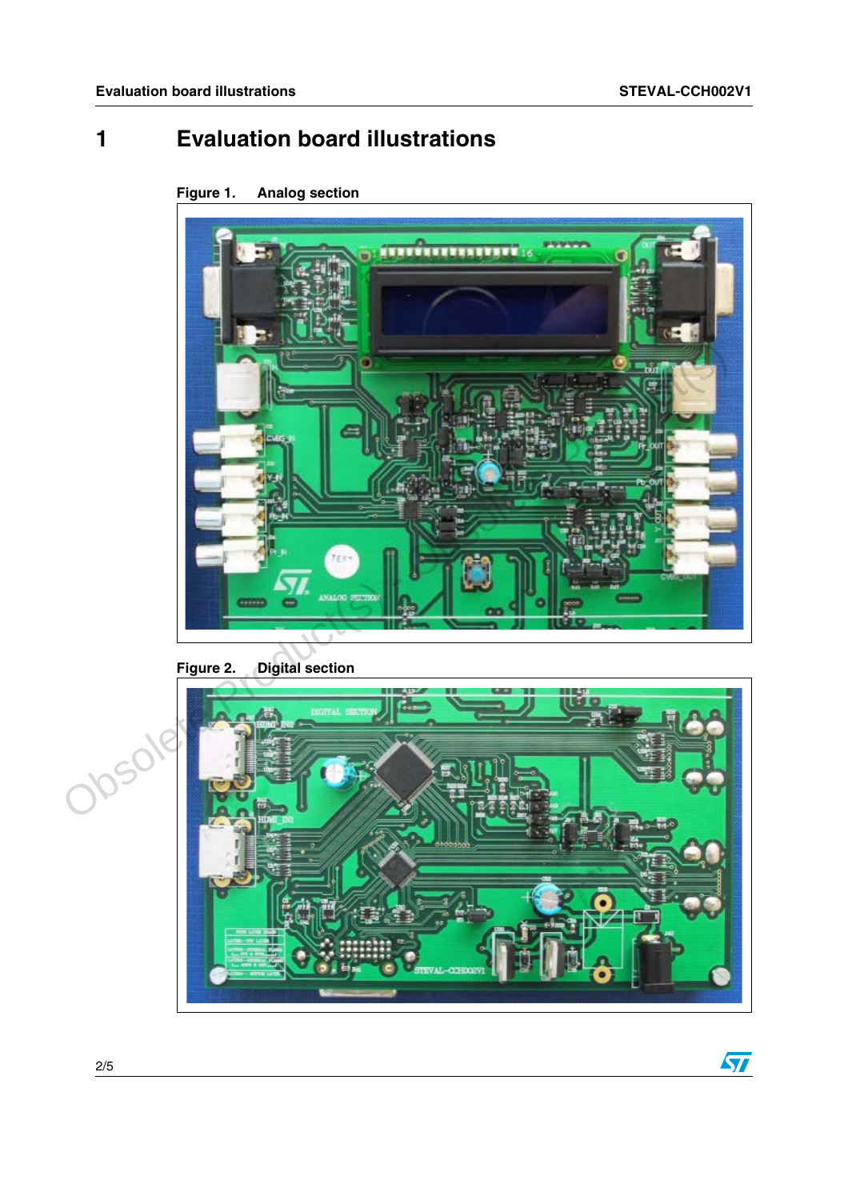# 1 Evaluation board illustrations

Figure 1. Analog section

Figure 2. Digital section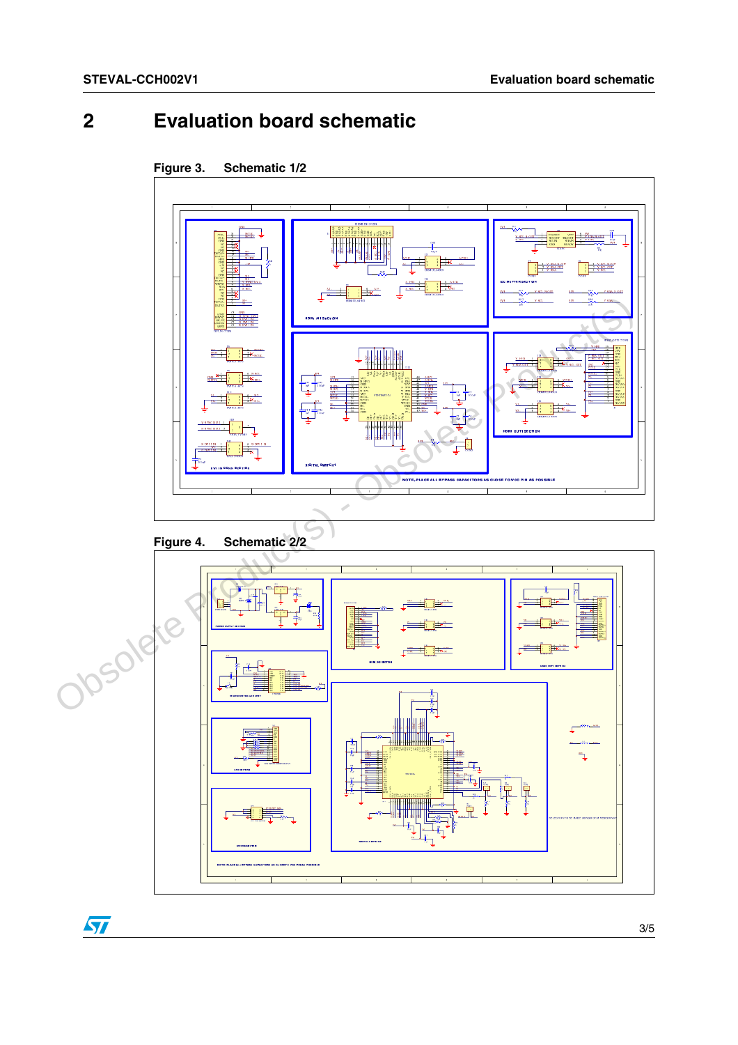# 2 Evaluation board schematic

Figure 3. Schematic 1/2

Figure 4. Schematic 2/2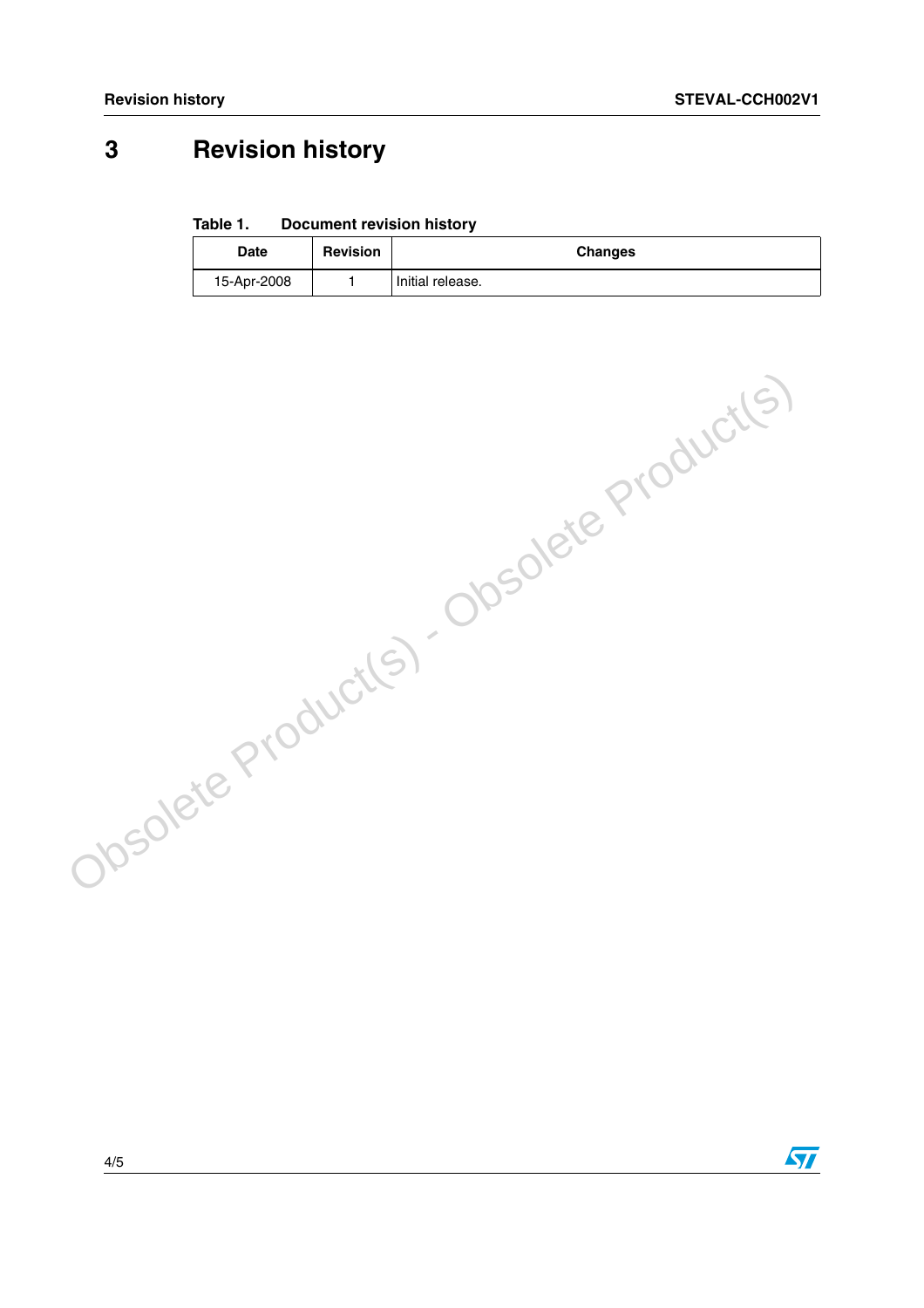# 3 Revision history

Table 1. Document revision history

| Date | Revision | Changes |
| --- | --- | --- |
| 15-Apr-2008 | 1 | Initial release. |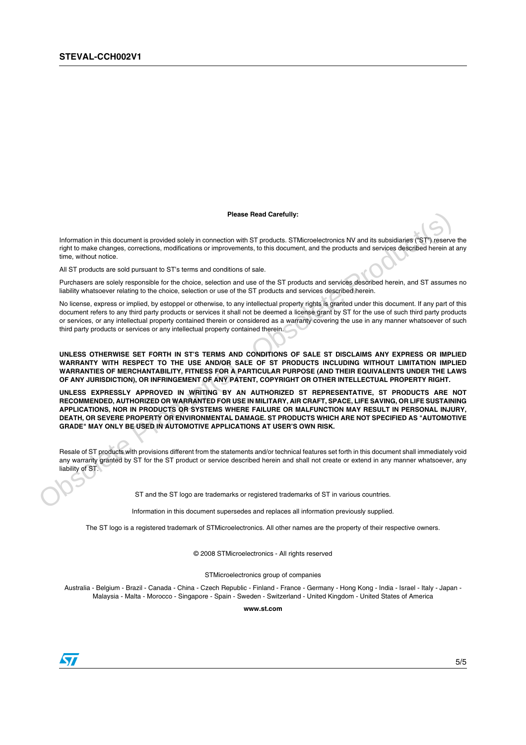**Please Read Carefully:**

Information in this document is provided solely in connection with ST products. STMicroelectronics NV and its subsidiaries ("ST") reserve the right to make changes, corrections, modifications or improvements, to this document, and the products and services described herein at any time, without notice.

All ST products are sold pursuant to ST's terms and conditions of sale.

Purchasers are solely responsible for the choice, selection and use of the ST products and services described herein, and ST assumes no liability whatsoever relating to the choice, selection or use of the ST products and services described herein.

No license, express or implied, by estoppel or otherwise, to any intellectual property rights is granted under this document. If any part of this document refers to any third party products or services it shall not be deemed a license grant by ST for the use of such third party products or services, or any intellectual property contained therein or considered as a warranty covering the use in any manner whatsoever of such third party products or services or any intellectual property contained therein.

**UNLESS OTHERWISE SET FORTH IN ST'S TERMS AND CONDITIONS OF SALE ST DISCLAIMS ANY EXPRESS OR IMPLIED WARRANTY WITH RESPECT TO THE USE AND/OR SALE OF ST PRODUCTS INCLUDING WITHOUT LIMITATION IMPLIED WARRANTIES OF MERCHANTABILITY, FITNESS FOR A PARTICULAR PURPOSE (AND THEIR EQUIVALENTS UNDER THE LAWS OF ANY JURISDICTION), OR INFRINGEMENT OF ANY PATENT, COPYRIGHT OR OTHER INTELLECTUAL PROPERTY RIGHT.**

**UNLESS EXPRESSLY APPROVED IN WRITING BY AN AUTHORIZED ST REPRESENTATIVE, ST PRODUCTS ARE NOT RECOMMENDED, AUTHORIZED OR WARRANTED FOR USE IN MILITARY, AIR CRAFT, SPACE, LIFE SAVING, OR LIFE SUSTAINING APPLICATIONS, NOR IN PRODUCTS OR SYSTEMS WHERE FAILURE OR MALFUNCTION MAY RESULT IN PERSONAL INJURY, DEATH, OR SEVERE PROPERTY OR ENVIRONMENTAL DAMAGE. ST PRODUCTS WHICH ARE NOT SPECIFIED AS "AUTOMOTIVE GRADE" MAY ONLY BE USED IN AUTOMOTIVE APPLICATIONS AT USER'S OWN RISK.**

Resale of ST products with provisions different from the statements and/or technical features set forth in this document shall immediately void any warranty granted by ST for the ST product or service described herein and shall not create or extend in any manner whatsoever, any liability of ST.

ST and the ST logo are trademarks or registered trademarks of ST in various countries.

Information in this document supersedes and replaces all information previously supplied.

The ST logo is a registered trademark of STMicroelectronics. All other names are the property of their respective owners.

© 2008 STMicroelectronics - All rights reserved

STMicroelectronics group of companies

Australia - Belgium - Brazil - Canada - China - Czech Republic - Finland - France - Germany - Hong Kong - India - Israel - Italy - Japan - Malaysia - Malta - Morocco - Singapore - Spain - Sweden - Switzerland - United Kingdom - United States of America

**www.st.com**